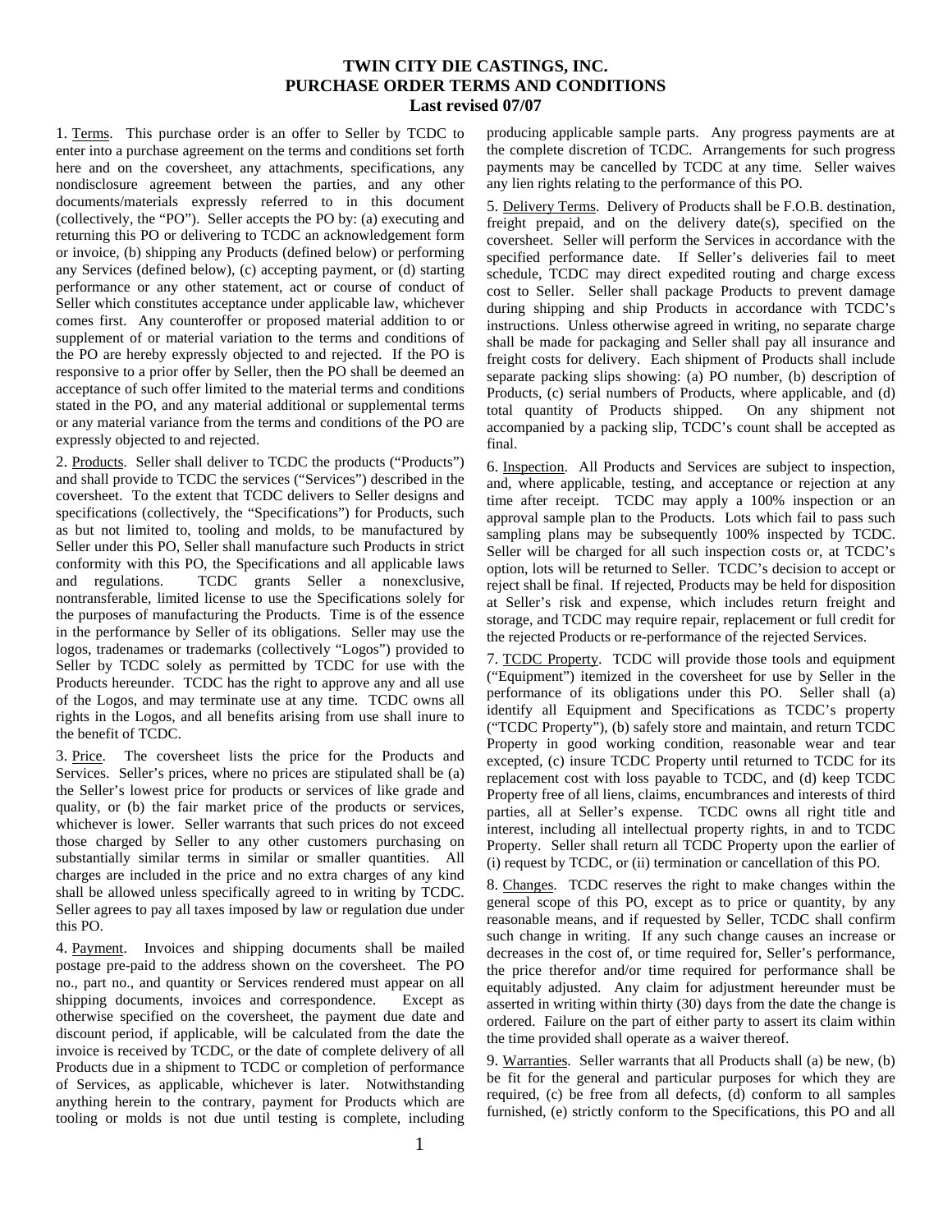# TWIN CITY DIE CASTINGS, INC.
# PURCHASE ORDER TERMS AND CONDITIONS
**Last revised 07/07**

1. Terms. This purchase order is an offer to Seller by TCDC to enter into a purchase agreement on the terms and conditions set forth here and on the coversheet, any attachments, specifications, any nondisclosure agreement between the parties, and any other documents/materials expressly referred to in this document (collectively, the "PO"). Seller accepts the PO by: (a) executing and returning this PO or delivering to TCDC an acknowledgement form or invoice, (b) shipping any Products (defined below) or performing any Services (defined below), (c) accepting payment, or (d) starting performance or any other statement, act or course of conduct of Seller which constitutes acceptance under applicable law, whichever comes first. Any counteroffer or proposed material addition to or supplement of or material variation to the terms and conditions of the PO are hereby expressly objected to and rejected. If the PO is responsive to a prior offer by Seller, then the PO shall be deemed an acceptance of such offer limited to the material terms and conditions stated in the PO, and any material additional or supplemental terms or any material variance from the terms and conditions of the PO are expressly objected to and rejected.

2. Products. Seller shall deliver to TCDC the products ("Products") and shall provide to TCDC the services ("Services") described in the coversheet. To the extent that TCDC delivers to Seller designs and specifications (collectively, the "Specifications") for Products, such as but not limited to, tooling and molds, to be manufactured by Seller under this PO, Seller shall manufacture such Products in strict conformity with this PO, the Specifications and all applicable laws and regulations. TCDC grants Seller a nonexclusive, nontransferable, limited license to use the Specifications solely for the purposes of manufacturing the Products. Time is of the essence in the performance by Seller of its obligations. Seller may use the logos, tradenames or trademarks (collectively "Logos") provided to Seller by TCDC solely as permitted by TCDC for use with the Products hereunder. TCDC has the right to approve any and all use of the Logos, and may terminate use at any time. TCDC owns all rights in the Logos, and all benefits arising from use shall inure to the benefit of TCDC.

3. Price. The coversheet lists the price for the Products and Services. Seller's prices, where no prices are stipulated shall be (a) the Seller's lowest price for products or services of like grade and quality, or (b) the fair market price of the products or services, whichever is lower. Seller warrants that such prices do not exceed those charged by Seller to any other customers purchasing on substantially similar terms in similar or smaller quantities. All charges are included in the price and no extra charges of any kind shall be allowed unless specifically agreed to in writing by TCDC. Seller agrees to pay all taxes imposed by law or regulation due under this PO.

4. Payment. Invoices and shipping documents shall be mailed postage pre-paid to the address shown on the coversheet. The PO no., part no., and quantity or Services rendered must appear on all shipping documents, invoices and correspondence. Except as otherwise specified on the coversheet, the payment due date and discount period, if applicable, will be calculated from the date the invoice is received by TCDC, or the date of complete delivery of all Products due in a shipment to TCDC or completion of performance of Services, as applicable, whichever is later. Notwithstanding anything herein to the contrary, payment for Products which are tooling or molds is not due until testing is complete, including producing applicable sample parts. Any progress payments are at the complete discretion of TCDC. Arrangements for such progress payments may be cancelled by TCDC at any time. Seller waives any lien rights relating to the performance of this PO.

5. Delivery Terms. Delivery of Products shall be F.O.B. destination, freight prepaid, and on the delivery date(s), specified on the coversheet. Seller will perform the Services in accordance with the specified performance date. If Seller's deliveries fail to meet schedule, TCDC may direct expedited routing and charge excess cost to Seller. Seller shall package Products to prevent damage during shipping and ship Products in accordance with TCDC's instructions. Unless otherwise agreed in writing, no separate charge shall be made for packaging and Seller shall pay all insurance and freight costs for delivery. Each shipment of Products shall include separate packing slips showing: (a) PO number, (b) description of Products, (c) serial numbers of Products, where applicable, and (d) total quantity of Products shipped. On any shipment not accompanied by a packing slip, TCDC's count shall be accepted as final.

6. Inspection. All Products and Services are subject to inspection, and, where applicable, testing, and acceptance or rejection at any time after receipt. TCDC may apply a 100% inspection or an approval sample plan to the Products. Lots which fail to pass such sampling plans may be subsequently 100% inspected by TCDC. Seller will be charged for all such inspection costs or, at TCDC's option, lots will be returned to Seller. TCDC's decision to accept or reject shall be final. If rejected, Products may be held for disposition at Seller's risk and expense, which includes return freight and storage, and TCDC may require repair, replacement or full credit for the rejected Products or re-performance of the rejected Services.

7. TCDC Property. TCDC will provide those tools and equipment ("Equipment") itemized in the coversheet for use by Seller in the performance of its obligations under this PO. Seller shall (a) identify all Equipment and Specifications as TCDC's property ("TCDC Property"), (b) safely store and maintain, and return TCDC Property in good working condition, reasonable wear and tear excepted, (c) insure TCDC Property until returned to TCDC for its replacement cost with loss payable to TCDC, and (d) keep TCDC Property free of all liens, claims, encumbrances and interests of third parties, all at Seller's expense. TCDC owns all right title and interest, including all intellectual property rights, in and to TCDC Property. Seller shall return all TCDC Property upon the earlier of (i) request by TCDC, or (ii) termination or cancellation of this PO.

8. Changes. TCDC reserves the right to make changes within the general scope of this PO, except as to price or quantity, by any reasonable means, and if requested by Seller, TCDC shall confirm such change in writing. If any such change causes an increase or decreases in the cost of, or time required for, Seller's performance, the price therefor and/or time required for performance shall be equitably adjusted. Any claim for adjustment hereunder must be asserted in writing within thirty (30) days from the date the change is ordered. Failure on the part of either party to assert its claim within the time provided shall operate as a waiver thereof.

9. Warranties. Seller warrants that all Products shall (a) be new, (b) be fit for the general and particular purposes for which they are required, (c) be free from all defects, (d) conform to all samples furnished, (e) strictly conform to the Specifications, this PO and all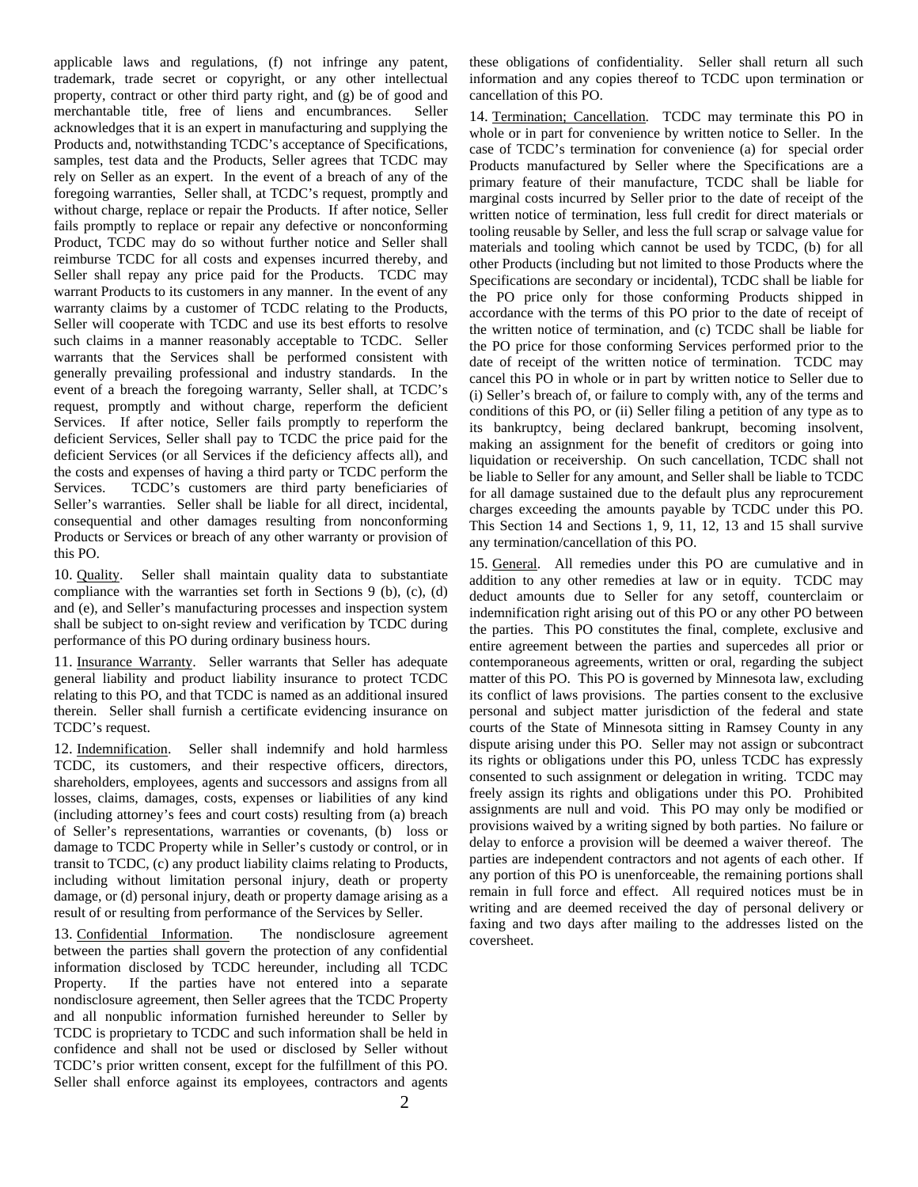applicable laws and regulations, (f) not infringe any patent, trademark, trade secret or copyright, or any other intellectual property, contract or other third party right, and (g) be of good and merchantable title, free of liens and encumbrances. Seller acknowledges that it is an expert in manufacturing and supplying the Products and, notwithstanding TCDC's acceptance of Specifications, samples, test data and the Products, Seller agrees that TCDC may rely on Seller as an expert. In the event of a breach of any of the foregoing warranties, Seller shall, at TCDC's request, promptly and without charge, replace or repair the Products. If after notice, Seller fails promptly to replace or repair any defective or nonconforming Product, TCDC may do so without further notice and Seller shall reimburse TCDC for all costs and expenses incurred thereby, and Seller shall repay any price paid for the Products. TCDC may warrant Products to its customers in any manner. In the event of any warranty claims by a customer of TCDC relating to the Products, Seller will cooperate with TCDC and use its best efforts to resolve such claims in a manner reasonably acceptable to TCDC. Seller warrants that the Services shall be performed consistent with generally prevailing professional and industry standards. In the event of a breach the foregoing warranty, Seller shall, at TCDC's request, promptly and without charge, reperform the deficient Services. If after notice, Seller fails promptly to reperform the deficient Services, Seller shall pay to TCDC the price paid for the deficient Services (or all Services if the deficiency affects all), and the costs and expenses of having a third party or TCDC perform the Services. TCDC's customers are third party beneficiaries of Seller's warranties. Seller shall be liable for all direct, incidental, consequential and other damages resulting from nonconforming Products or Services or breach of any other warranty or provision of this PO.

10. Quality. Seller shall maintain quality data to substantiate compliance with the warranties set forth in Sections 9 (b), (c), (d) and (e), and Seller's manufacturing processes and inspection system shall be subject to on-sight review and verification by TCDC during performance of this PO during ordinary business hours.

11. Insurance Warranty. Seller warrants that Seller has adequate general liability and product liability insurance to protect TCDC relating to this PO, and that TCDC is named as an additional insured therein. Seller shall furnish a certificate evidencing insurance on TCDC's request.

12. Indemnification. Seller shall indemnify and hold harmless TCDC, its customers, and their respective officers, directors, shareholders, employees, agents and successors and assigns from all losses, claims, damages, costs, expenses or liabilities of any kind (including attorney's fees and court costs) resulting from (a) breach of Seller's representations, warranties or covenants, (b) loss or damage to TCDC Property while in Seller's custody or control, or in transit to TCDC, (c) any product liability claims relating to Products, including without limitation personal injury, death or property damage, or (d) personal injury, death or property damage arising as a result of or resulting from performance of the Services by Seller.

13. Confidential Information. The nondisclosure agreement between the parties shall govern the protection of any confidential information disclosed by TCDC hereunder, including all TCDC Property. If the parties have not entered into a separate nondisclosure agreement, then Seller agrees that the TCDC Property and all nonpublic information furnished hereunder to Seller by TCDC is proprietary to TCDC and such information shall be held in confidence and shall not be used or disclosed by Seller without TCDC's prior written consent, except for the fulfillment of this PO. Seller shall enforce against its employees, contractors and agents these obligations of confidentiality. Seller shall return all such information and any copies thereof to TCDC upon termination or cancellation of this PO.

14. Termination; Cancellation. TCDC may terminate this PO in whole or in part for convenience by written notice to Seller. In the case of TCDC's termination for convenience (a) for special order Products manufactured by Seller where the Specifications are a primary feature of their manufacture, TCDC shall be liable for marginal costs incurred by Seller prior to the date of receipt of the written notice of termination, less full credit for direct materials or tooling reusable by Seller, and less the full scrap or salvage value for materials and tooling which cannot be used by TCDC, (b) for all other Products (including but not limited to those Products where the Specifications are secondary or incidental), TCDC shall be liable for the PO price only for those conforming Products shipped in accordance with the terms of this PO prior to the date of receipt of the written notice of termination, and (c) TCDC shall be liable for the PO price for those conforming Services performed prior to the date of receipt of the written notice of termination. TCDC may cancel this PO in whole or in part by written notice to Seller due to (i) Seller's breach of, or failure to comply with, any of the terms and conditions of this PO, or (ii) Seller filing a petition of any type as to its bankruptcy, being declared bankrupt, becoming insolvent, making an assignment for the benefit of creditors or going into liquidation or receivership. On such cancellation, TCDC shall not be liable to Seller for any amount, and Seller shall be liable to TCDC for all damage sustained due to the default plus any reprocurement charges exceeding the amounts payable by TCDC under this PO. This Section 14 and Sections 1, 9, 11, 12, 13 and 15 shall survive any termination/cancellation of this PO.

15. General. All remedies under this PO are cumulative and in addition to any other remedies at law or in equity. TCDC may deduct amounts due to Seller for any setoff, counterclaim or indemnification right arising out of this PO or any other PO between the parties. This PO constitutes the final, complete, exclusive and entire agreement between the parties and supercedes all prior or contemporaneous agreements, written or oral, regarding the subject matter of this PO. This PO is governed by Minnesota law, excluding its conflict of laws provisions. The parties consent to the exclusive personal and subject matter jurisdiction of the federal and state courts of the State of Minnesota sitting in Ramsey County in any dispute arising under this PO. Seller may not assign or subcontract its rights or obligations under this PO, unless TCDC has expressly consented to such assignment or delegation in writing. TCDC may freely assign its rights and obligations under this PO. Prohibited assignments are null and void. This PO may only be modified or provisions waived by a writing signed by both parties. No failure or delay to enforce a provision will be deemed a waiver thereof. The parties are independent contractors and not agents of each other. If any portion of this PO is unenforceable, the remaining portions shall remain in full force and effect. All required notices must be in writing and are deemed received the day of personal delivery or faxing and two days after mailing to the addresses listed on the coversheet.